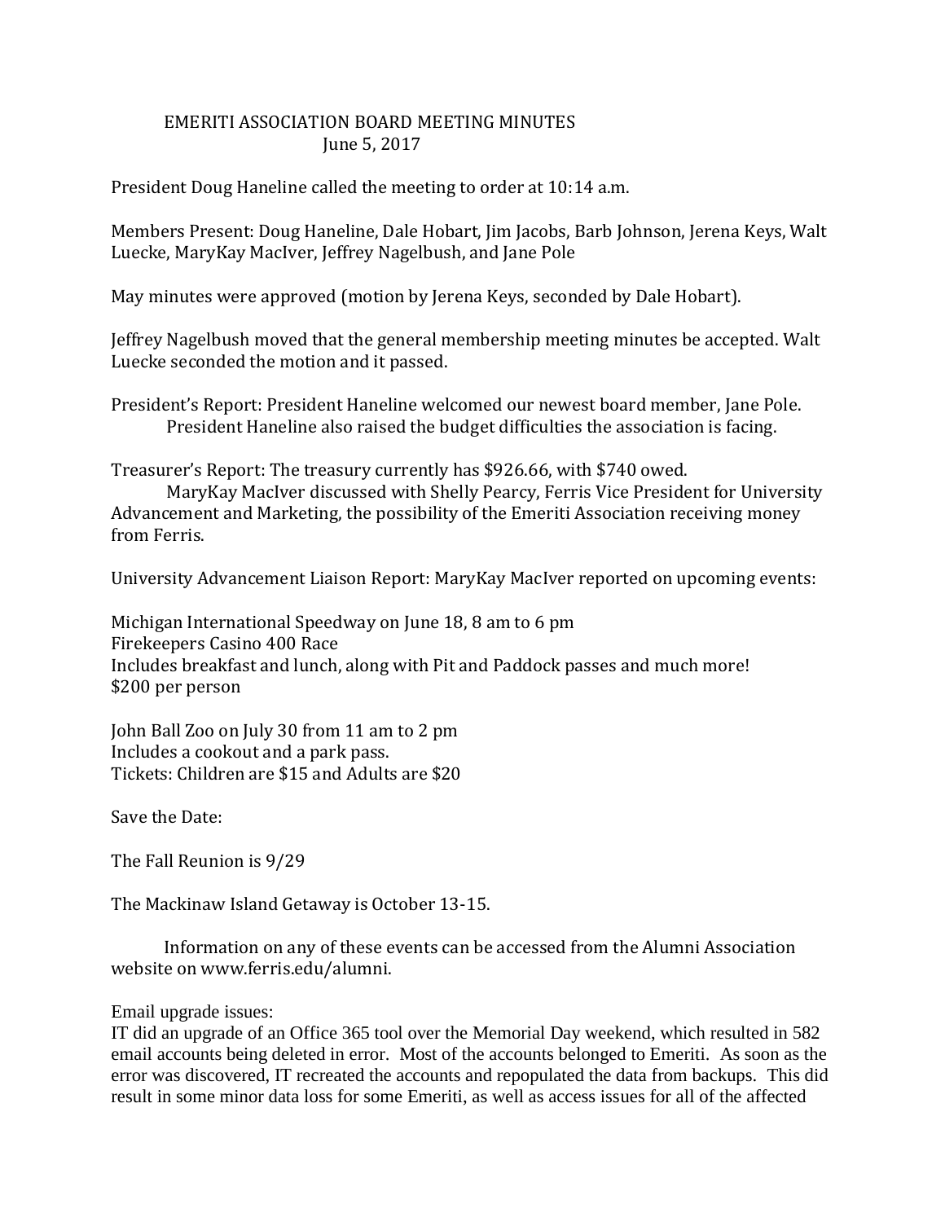# EMERITI ASSOCIATION BOARD MEETING MINUTES

June 5, 2017

President Doug Haneline called the meeting to order at 10:14 a.m.

Members Present: Doug Haneline, Dale Hobart, Jim Jacobs, Barb Johnson, Jerena Keys, Walt Luecke, MaryKay MacIver, Jeffrey Nagelbush, and Jane Pole

May minutes were approved (motion by Jerena Keys, seconded by Dale Hobart).

Jeffrey Nagelbush moved that the general membership meeting minutes be accepted. Walt Luecke seconded the motion and it passed.

President's Report: President Haneline welcomed our newest board member, Jane Pole.
President Haneline also raised the budget difficulties the association is facing.

Treasurer's Report: The treasury currently has $926.66, with $740 owed.
MaryKay MacIver discussed with Shelly Pearcy, Ferris Vice President for University Advancement and Marketing, the possibility of the Emeriti Association receiving money from Ferris.

University Advancement Liaison Report: MaryKay MacIver reported on upcoming events:

Michigan International Speedway on June 18, 8 am to 6 pm
Firekeepers Casino 400 Race
Includes breakfast and lunch, along with Pit and Paddock passes and much more!
$200 per person

John Ball Zoo on July 30 from 11 am to 2 pm
Includes a cookout and a park pass.
Tickets: Children are $15 and Adults are $20

Save the Date:

The Fall Reunion is 9/29

The Mackinaw Island Getaway is October 13-15.

Information on any of these events can be accessed from the Alumni Association website on www.ferris.edu/alumni.

Email upgrade issues:
IT did an upgrade of an Office 365 tool over the Memorial Day weekend, which resulted in 582 email accounts being deleted in error. Most of the accounts belonged to Emeriti. As soon as the error was discovered, IT recreated the accounts and repopulated the data from backups. This did result in some minor data loss for some Emeriti, as well as access issues for all of the affected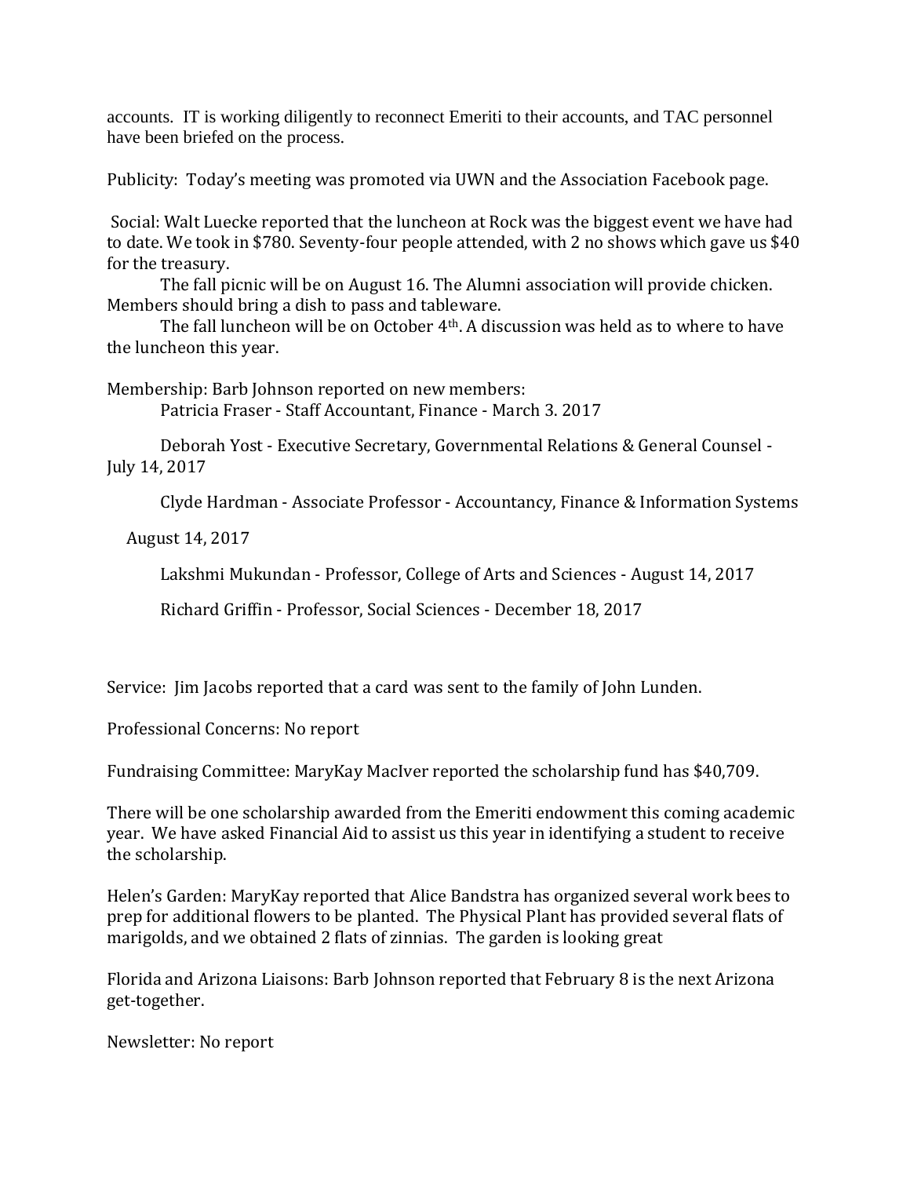accounts.  IT is working diligently to reconnect Emeriti to their accounts, and TAC personnel have been briefed on the process.

Publicity:  Today's meeting was promoted via UWN and the Association Facebook page.

Social: Walt Luecke reported that the luncheon at Rock was the biggest event we have had to date. We took in $780. Seventy-four people attended, with 2 no shows which gave us $40 for the treasury.

The fall picnic will be on August 16. The Alumni association will provide chicken. Members should bring a dish to pass and tableware.

The fall luncheon will be on October 4th. A discussion was held as to where to have the luncheon this year.

Membership: Barb Johnson reported on new members:

Patricia Fraser - Staff Accountant, Finance - March 3. 2017

Deborah Yost - Executive Secretary, Governmental Relations & General Counsel - July 14, 2017

Clyde Hardman - Associate Professor - Accountancy, Finance & Information Systems August 14, 2017

Lakshmi Mukundan - Professor, College of Arts and Sciences - August 14, 2017

Richard Griffin - Professor, Social Sciences - December 18, 2017

Service:  Jim Jacobs reported that a card was sent to the family of John Lunden.

Professional Concerns: No report

Fundraising Committee: MaryKay MacIver reported the scholarship fund has $40,709.

There will be one scholarship awarded from the Emeriti endowment this coming academic year.  We have asked Financial Aid to assist us this year in identifying a student to receive the scholarship.

Helen's Garden: MaryKay reported that Alice Bandstra has organized several work bees to prep for additional flowers to be planted.  The Physical Plant has provided several flats of marigolds, and we obtained 2 flats of zinnias.  The garden is looking great

Florida and Arizona Liaisons: Barb Johnson reported that February 8 is the next Arizona get-together.

Newsletter: No report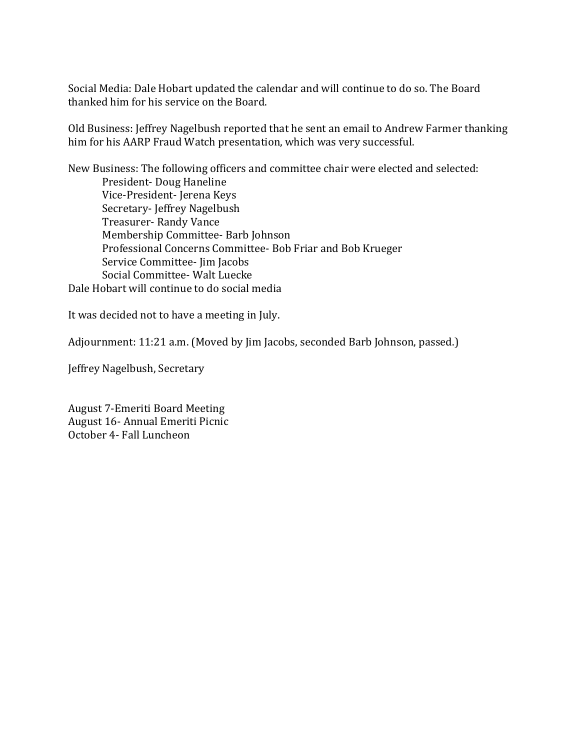Social Media: Dale Hobart updated the calendar and will continue to do so. The Board thanked him for his service on the Board.

Old Business: Jeffrey Nagelbush reported that he sent an email to Andrew Farmer thanking him for his AARP Fraud Watch presentation, which was very successful.

New Business: The following officers and committee chair were elected and selected:

- President- Doug Haneline
- Vice-President- Jerena Keys
- Secretary- Jeffrey Nagelbush
- Treasurer- Randy Vance
- Membership Committee- Barb Johnson
- Professional Concerns Committee- Bob Friar and Bob Krueger
- Service Committee- Jim Jacobs
- Social Committee- Walt Luecke

Dale Hobart will continue to do social media

It was decided not to have a meeting in July.

Adjournment: 11:21 a.m. (Moved by Jim Jacobs, seconded Barb Johnson, passed.)

Jeffrey Nagelbush, Secretary

August 7-Emeriti Board Meeting
August 16- Annual Emeriti Picnic
October 4- Fall Luncheon